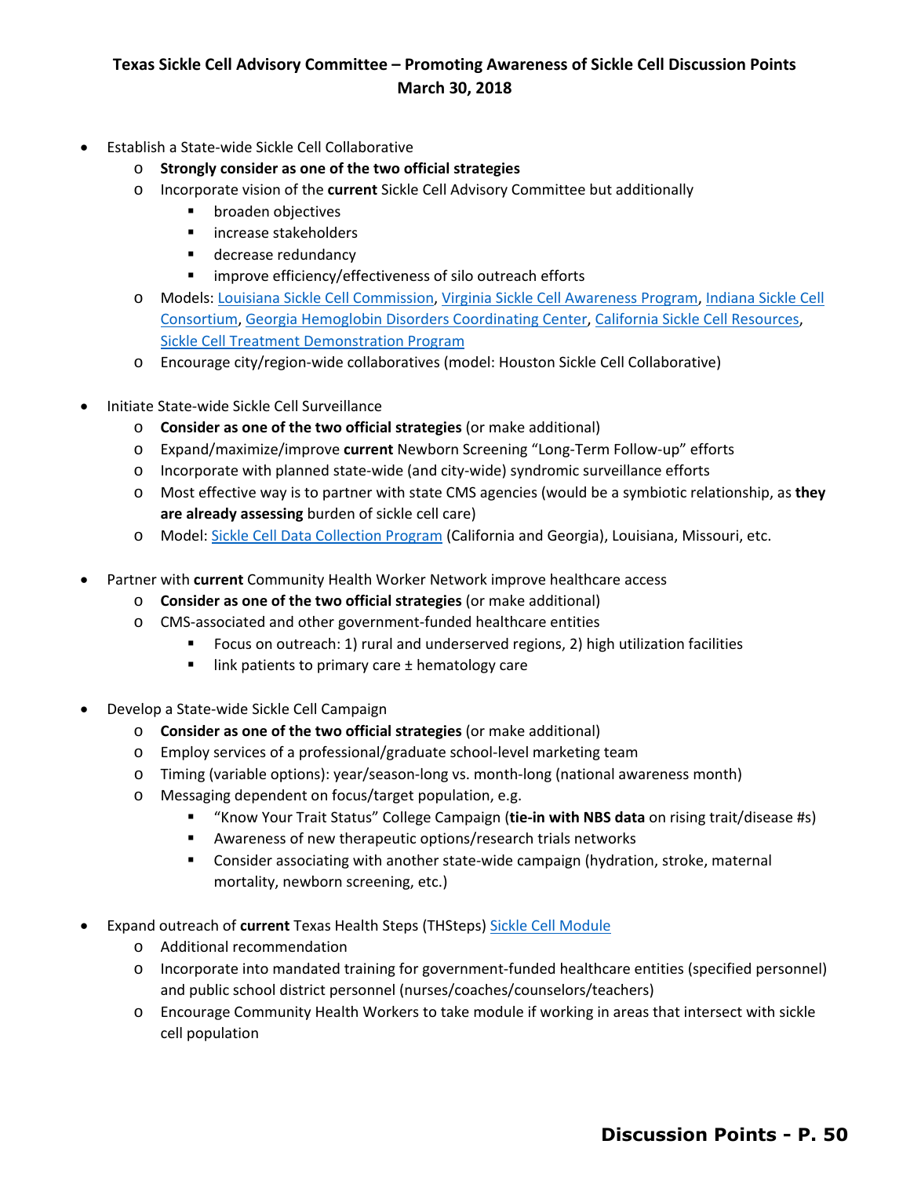**Texas Sickle Cell Advisory Committee – Promoting Awareness of Sickle Cell Discussion Points**
**March 30, 2018**

- Establish a State-wide Sickle Cell Collaborative
  - **Strongly consider as one of the two official strategies**
  - Incorporate vision of the **current** Sickle Cell Advisory Committee but additionally
    - broaden objectives
    - increase stakeholders
    - decrease redundancy
    - improve efficiency/effectiveness of silo outreach efforts
  - Models: Louisiana Sickle Cell Commission, Virginia Sickle Cell Awareness Program, Indiana Sickle Cell Consortium, Georgia Hemoglobin Disorders Coordinating Center, California Sickle Cell Resources, Sickle Cell Treatment Demonstration Program
  - Encourage city/region-wide collaboratives (model: Houston Sickle Cell Collaborative)

- Initiate State-wide Sickle Cell Surveillance
  - **Consider as one of the two official strategies** (or make additional)
  - Expand/maximize/improve **current** Newborn Screening "Long-Term Follow-up" efforts
  - Incorporate with planned state-wide (and city-wide) syndromic surveillance efforts
  - Most effective way is to partner with state CMS agencies (would be a symbiotic relationship, as **they are already assessing** burden of sickle cell care)
  - Model: Sickle Cell Data Collection Program (California and Georgia), Louisiana, Missouri, etc.

- Partner with **current** Community Health Worker Network improve healthcare access
  - **Consider as one of the two official strategies** (or make additional)
  - CMS-associated and other government-funded healthcare entities
    - Focus on outreach: 1) rural and underserved regions, 2) high utilization facilities
    - link patients to primary care ± hematology care

- Develop a State-wide Sickle Cell Campaign
  - **Consider as one of the two official strategies** (or make additional)
  - Employ services of a professional/graduate school-level marketing team
  - Timing (variable options): year/season-long vs. month-long (national awareness month)
  - Messaging dependent on focus/target population, e.g.
    - "Know Your Trait Status" College Campaign (**tie-in with NBS data** on rising trait/disease #s)
    - Awareness of new therapeutic options/research trials networks
    - Consider associating with another state-wide campaign (hydration, stroke, maternal mortality, newborn screening, etc.)

- Expand outreach of **current** Texas Health Steps (THSteps) Sickle Cell Module
  - Additional recommendation
  - Incorporate into mandated training for government-funded healthcare entities (specified personnel) and public school district personnel (nurses/coaches/counselors/teachers)
  - Encourage Community Health Workers to take module if working in areas that intersect with sickle cell population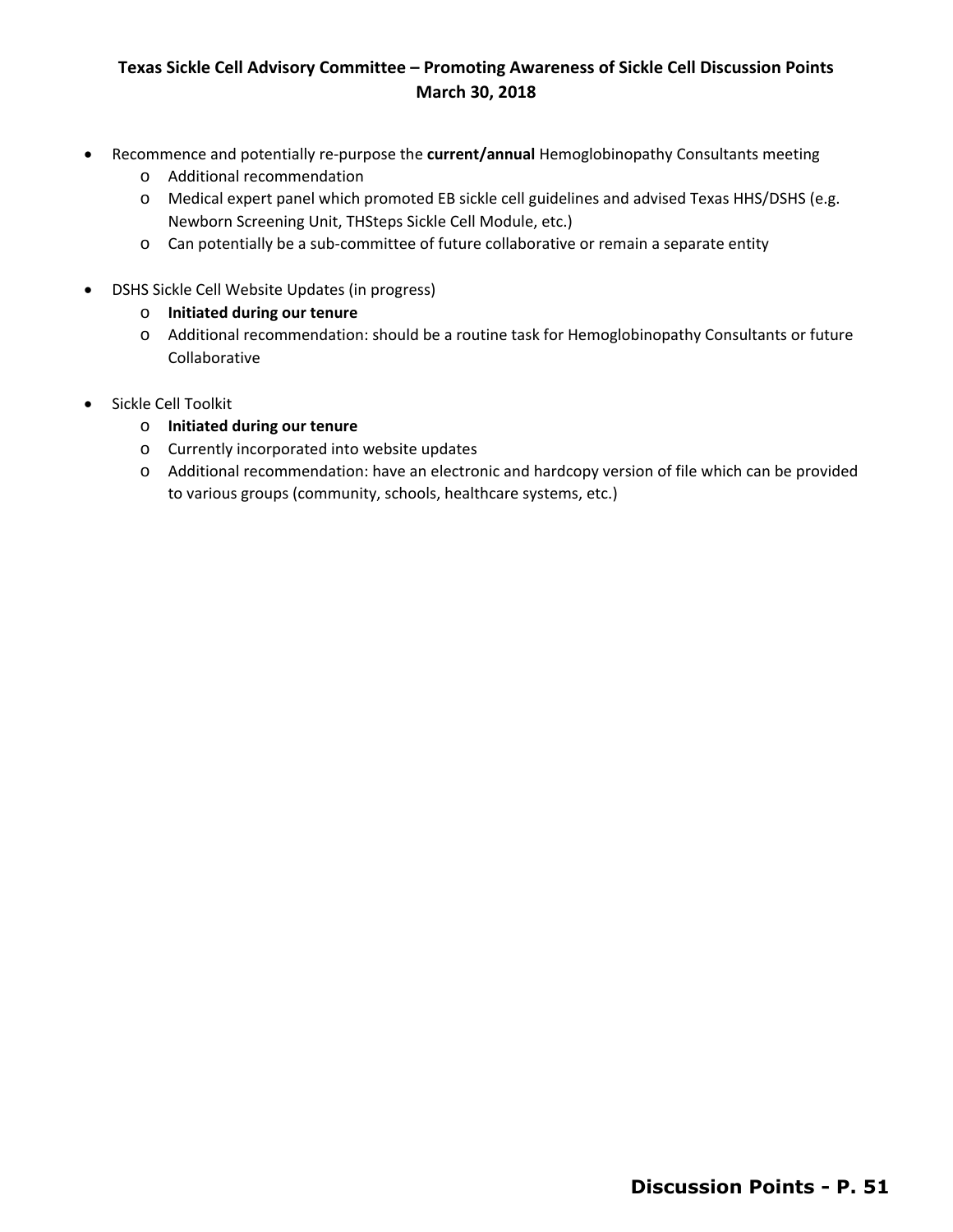**Texas Sickle Cell Advisory Committee – Promoting Awareness of Sickle Cell Discussion Points**
**March 30, 2018**

- Recommence and potentially re-purpose the **current/annual** Hemoglobinopathy Consultants meeting
  - Additional recommendation
  - Medical expert panel which promoted EB sickle cell guidelines and advised Texas HHS/DSHS (e.g. Newborn Screening Unit, THSteps Sickle Cell Module, etc.)
  - Can potentially be a sub-committee of future collaborative or remain a separate entity

- DSHS Sickle Cell Website Updates (in progress)
  - **Initiated during our tenure**
  - Additional recommendation: should be a routine task for Hemoglobinopathy Consultants or future Collaborative

- Sickle Cell Toolkit
  - **Initiated during our tenure**
  - Currently incorporated into website updates
  - Additional recommendation: have an electronic and hardcopy version of file which can be provided to various groups (community, schools, healthcare systems, etc.)